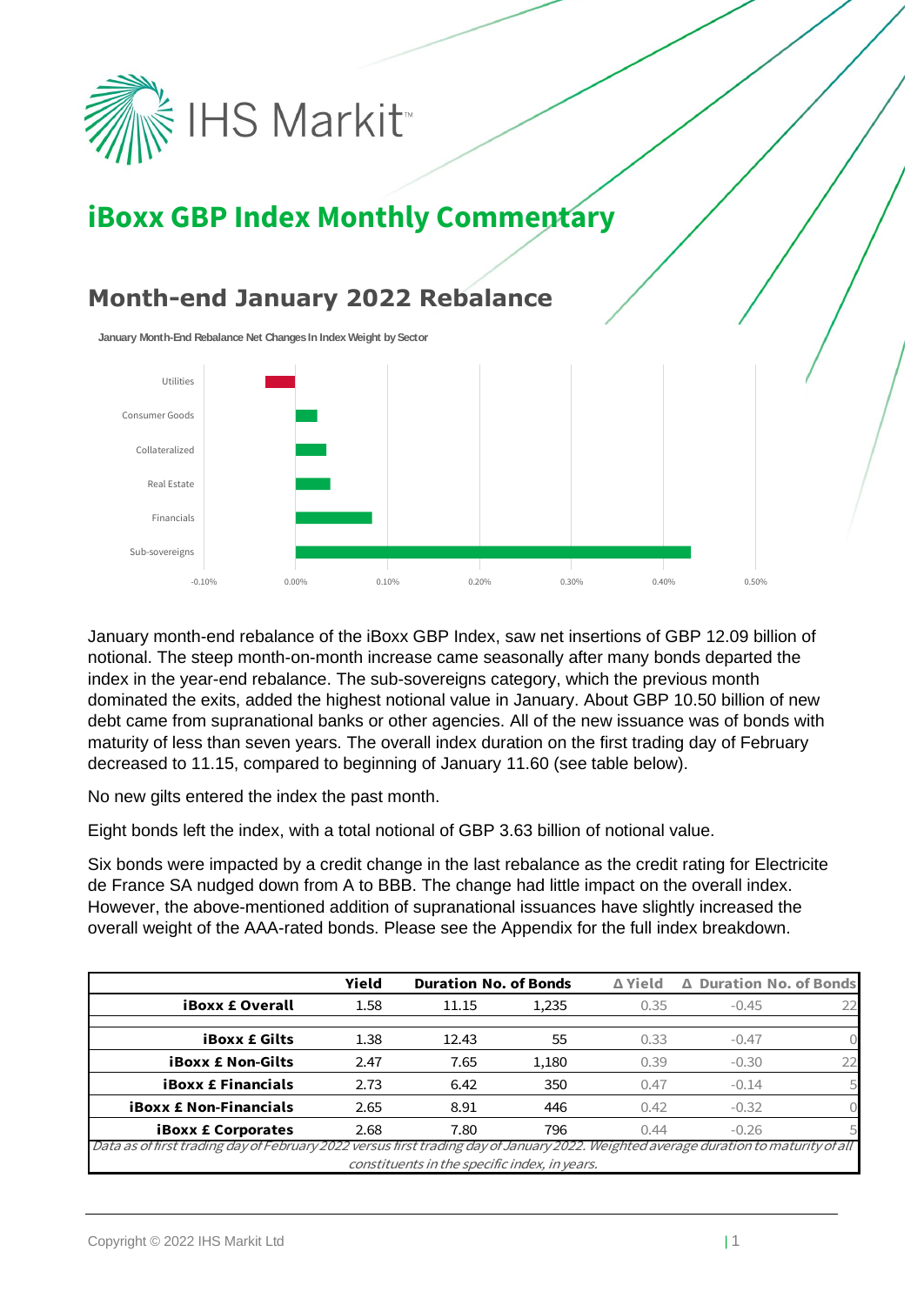# iBoxx GBP Index Monthly Commentary

## Month-end January 2022 Rebalance

January Month-End Rebalance Net Changes In Index Weight by Sector

| Sector | Net change in index weight (approx.) |
|---|---|
| Utilities | -0.03% |
| Consumer Goods | 0.02% |
| Collateralized | 0.03% |
| Real Estate | 0.04% |
| Financials | 0.08% |
| Sub-sovereigns | 0.43% |

January month-end rebalance of the iBoxx GBP Index, saw net insertions of GBP 12.09 billion of notional. The steep month-on-month increase came seasonally after many bonds departed the index in the year-end rebalance. The sub-sovereigns category, which the previous month dominated the exits, added the highest notional value in January. About GBP 10.50 billion of new debt came from supranational banks or other agencies. All of the new issuance was of bonds with maturity of less than seven years. The overall index duration on the first trading day of February decreased to 11.15, compared to beginning of January 11.60 (see table below).

No new gilts entered the index the past month.

Eight bonds left the index, with a total notional of GBP 3.63 billion of notional value.

Six bonds were impacted by a credit change in the last rebalance as the credit rating for Electricite de France SA nudged down from A to BBB. The change had little impact on the overall index. However, the above-mentioned addition of supranational issuances have slightly increased the overall weight of the AAA-rated bonds. Please see the Appendix for the full index breakdown.

| | Yield | Duration | No. of Bonds | Δ Yield | Δ Duration | No. of Bonds |
|---|---|---|---|---|---|---|
| **iBoxx £ Overall** | 1.58 | 11.15 | 1,235 | 0.35 | -0.45 | 22 |
| **iBoxx £ Gilts** | 1.38 | 12.43 | 55 | 0.33 | -0.47 | 0 |
| **iBoxx £ Non-Gilts** | 2.47 | 7.65 | 1,180 | 0.39 | -0.30 | 22 |
| **iBoxx £ Financials** | 2.73 | 6.42 | 350 | 0.47 | -0.14 | 5 |
| **iBoxx £ Non-Financials** | 2.65 | 8.91 | 446 | 0.42 | -0.32 | 0 |
| **iBoxx £ Corporates** | 2.68 | 7.80 | 796 | 0.44 | -0.26 | 5 |

*Data as of first trading day of February 2022 versus first trading day of January 2022. Weighted average duration to maturity of all constituents in the specific index, in years.*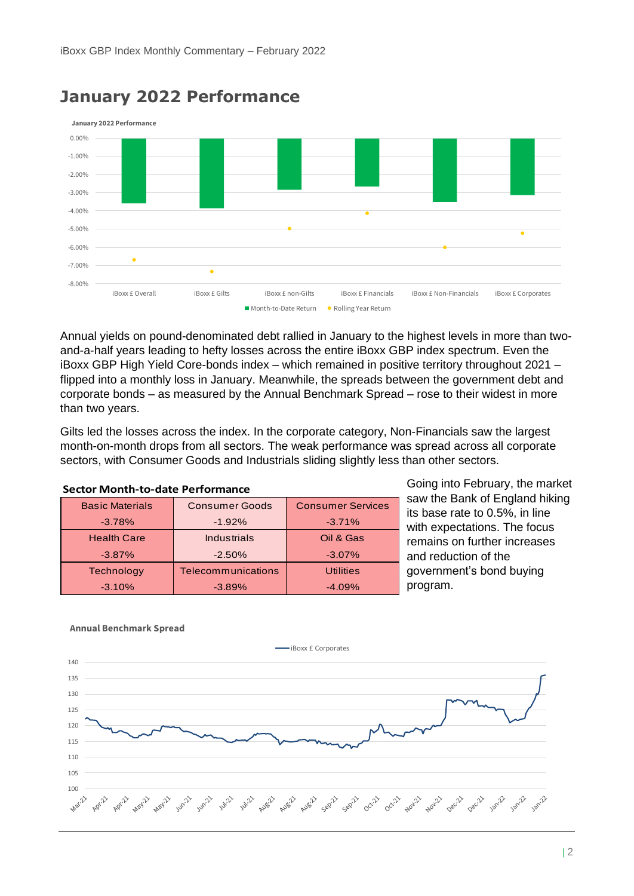# January 2022 Performance

Annual yields on pound-denominated debt rallied in January to the highest levels in more than two-and-a-half years leading to hefty losses across the entire iBoxx GBP index spectrum. Even the iBoxx GBP High Yield Core-bonds index – which remained in positive territory throughout 2021 – flipped into a monthly loss in January. Meanwhile, the spreads between the government debt and corporate bonds – as measured by the Annual Benchmark Spread – rose to their widest in more than two years.

Gilts led the losses across the index. In the corporate category, Non-Financials saw the largest month-on-month drops from all sectors. The weak performance was spread across all corporate sectors, with Consumer Goods and Industrials sliding slightly less than other sectors.

**Sector Month-to-date Performance**

| Basic Materials | Consumer Goods | Consumer Services |
|---|---|---|
| -3.78% | -1.92% | -3.71% |
| Health Care | Industrials | Oil & Gas |
| -3.87% | -2.50% | -3.07% |
| Technology | Telecommunications | Utilities |
| -3.10% | -3.89% | -4.09% |

Going into February, the market saw the Bank of England hiking its base rate to 0.5%, in line with expectations. The focus remains on further increases and reduction of the government's bond buying program.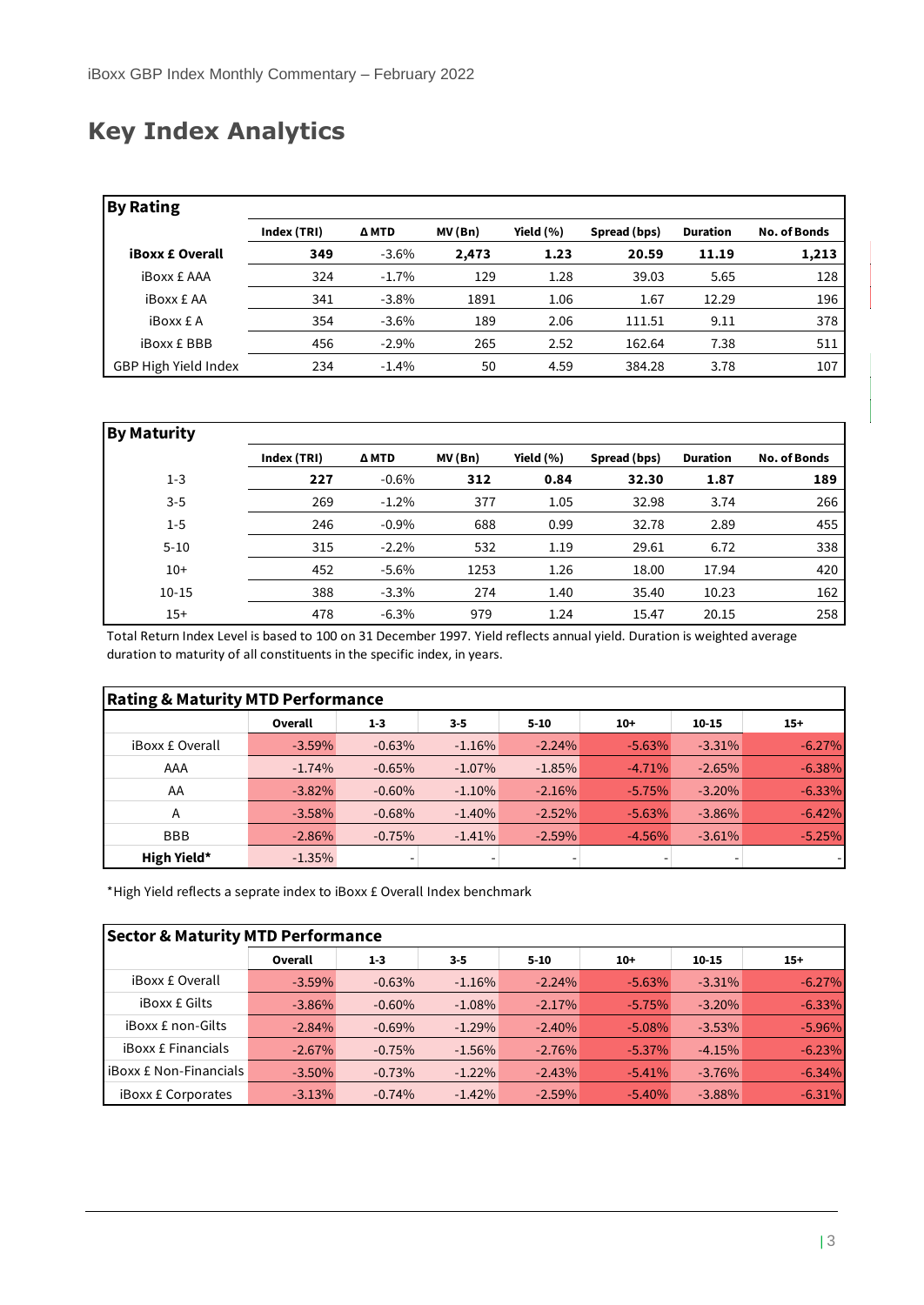# Key Index Analytics

| By Rating | Index (TRI) | Δ MTD | MV (Bn) | Yield (%) | Spread (bps) | Duration | No. of Bonds |
|---|---|---|---|---|---|---|---|
| **iBoxx £ Overall** | **349** | -3.6% | **2,473** | **1.23** | **20.59** | **11.19** | **1,213** |
| iBoxx £ AAA | 324 | -1.7% | 129 | 1.28 | 39.03 | 5.65 | 128 |
| iBoxx £ AA | 341 | -3.8% | 1891 | 1.06 | 1.67 | 12.29 | 196 |
| iBoxx £ A | 354 | -3.6% | 189 | 2.06 | 111.51 | 9.11 | 378 |
| iBoxx £ BBB | 456 | -2.9% | 265 | 2.52 | 162.64 | 7.38 | 511 |
| GBP High Yield Index | 234 | -1.4% | 50 | 4.59 | 384.28 | 3.78 | 107 |

| By Maturity | Index (TRI) | Δ MTD | MV (Bn) | Yield (%) | Spread (bps) | Duration | No. of Bonds |
|---|---|---|---|---|---|---|---|
| 1-3 | **227** | -0.6% | **312** | **0.84** | **32.30** | **1.87** | **189** |
| 3-5 | 269 | -1.2% | 377 | 1.05 | 32.98 | 3.74 | 266 |
| 1-5 | 246 | -0.9% | 688 | 0.99 | 32.78 | 2.89 | 455 |
| 5-10 | 315 | -2.2% | 532 | 1.19 | 29.61 | 6.72 | 338 |
| 10+ | 452 | -5.6% | 1253 | 1.26 | 18.00 | 17.94 | 420 |
| 10-15 | 388 | -3.3% | 274 | 1.40 | 35.40 | 10.23 | 162 |
| 15+ | 478 | -6.3% | 979 | 1.24 | 15.47 | 20.15 | 258 |

Total Return Index Level is based to 100 on 31 December 1997. Yield reflects annual yield. Duration is weighted average duration to maturity of all constituents in the specific index, in years.

| Rating & Maturity MTD Performance | Overall | 1-3 | 3-5 | 5-10 | 10+ | 10-15 | 15+ |
|---|---|---|---|---|---|---|---|
| iBoxx £ Overall | -3.59% | -0.63% | -1.16% | -2.24% | -5.63% | -3.31% | -6.27% |
| AAA | -1.74% | -0.65% | -1.07% | -1.85% | -4.71% | -2.65% | -6.38% |
| AA | -3.82% | -0.60% | -1.10% | -2.16% | -5.75% | -3.20% | -6.33% |
| A | -3.58% | -0.68% | -1.40% | -2.52% | -5.63% | -3.86% | -6.42% |
| BBB | -2.86% | -0.75% | -1.41% | -2.59% | -4.56% | -3.61% | -5.25% |
| **High Yield*** | -1.35% | - | - | - | - | - | - |

*High Yield reflects a seprate index to iBoxx £ Overall Index benchmark

| Sector & Maturity MTD Performance | Overall | 1-3 | 3-5 | 5-10 | 10+ | 10-15 | 15+ |
|---|---|---|---|---|---|---|---|
| iBoxx £ Overall | -3.59% | -0.63% | -1.16% | -2.24% | -5.63% | -3.31% | -6.27% |
| iBoxx £ Gilts | -3.86% | -0.60% | -1.08% | -2.17% | -5.75% | -3.20% | -6.33% |
| iBoxx £ non-Gilts | -2.84% | -0.69% | -1.29% | -2.40% | -5.08% | -3.53% | -5.96% |
| iBoxx £ Financials | -2.67% | -0.75% | -1.56% | -2.76% | -5.37% | -4.15% | -6.23% |
| iBoxx £ Non-Financials | -3.50% | -0.73% | -1.22% | -2.43% | -5.41% | -3.76% | -6.34% |
| iBoxx £ Corporates | -3.13% | -0.74% | -1.42% | -2.59% | -5.40% | -3.88% | -6.31% |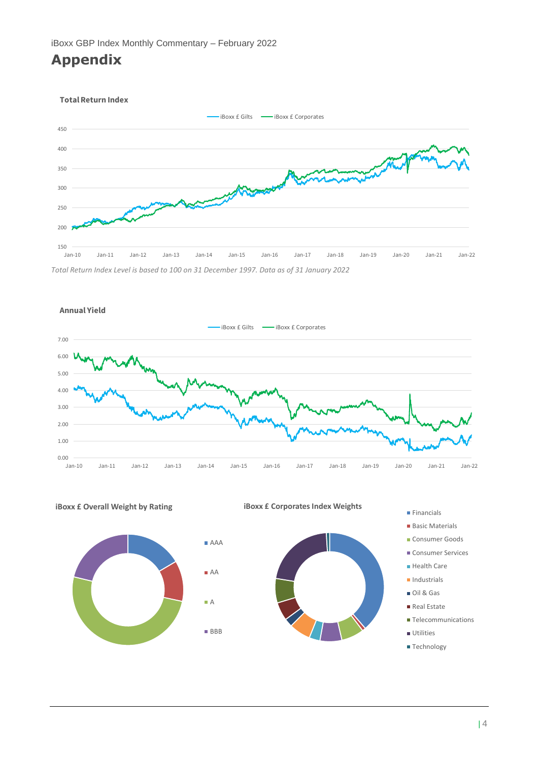# Appendix

**Total Return Index**

*Total Return Index Level is based to 100 on 31 December 1997. Data as of 31 January 2022*

**Annual Yield**

**iBoxx £ Overall Weight by Rating**

**iBoxx £ Corporates Index Weights**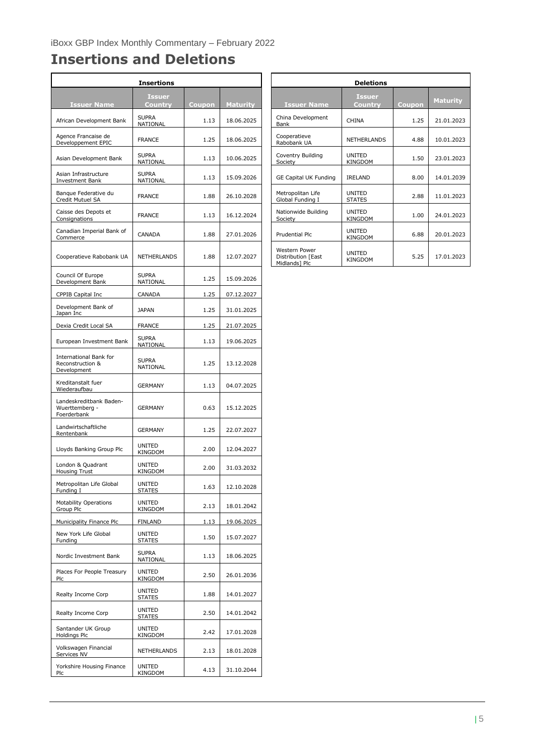# Insertions and Deletions

| Insertions | | | |
|---|---|---|---|
| **Issuer Name** | **Issuer Country** | **Coupon** | **Maturity** |
| African Development Bank | SUPRA NATIONAL | 1.13 | 18.06.2025 |
| Agence Francaise de Developpement EPIC | FRANCE | 1.25 | 18.06.2025 |
| Asian Development Bank | SUPRA NATIONAL | 1.13 | 10.06.2025 |
| Asian Infrastructure Investment Bank | SUPRA NATIONAL | 1.13 | 15.09.2026 |
| Banque Federative du Credit Mutuel SA | FRANCE | 1.88 | 26.10.2028 |
| Caisse des Depots et Consignations | FRANCE | 1.13 | 16.12.2024 |
| Canadian Imperial Bank of Commerce | CANADA | 1.88 | 27.01.2026 |
| Cooperatieve Rabobank UA | NETHERLANDS | 1.88 | 12.07.2027 |
| Council Of Europe Development Bank | SUPRA NATIONAL | 1.25 | 15.09.2026 |
| CPPIB Capital Inc | CANADA | 1.25 | 07.12.2027 |
| Development Bank of Japan Inc | JAPAN | 1.25 | 31.01.2025 |
| Dexia Credit Local SA | FRANCE | 1.25 | 21.07.2025 |
| European Investment Bank | SUPRA NATIONAL | 1.13 | 19.06.2025 |
| International Bank for Reconstruction & Development | SUPRA NATIONAL | 1.25 | 13.12.2028 |
| Kreditanstalt fuer Wiederaufbau | GERMANY | 1.13 | 04.07.2025 |
| Landeskreditbank Baden-Wuerttemberg - Foerderbank | GERMANY | 0.63 | 15.12.2025 |
| Landwirtschaftliche Rentenbank | GERMANY | 1.25 | 22.07.2027 |
| Lloyds Banking Group Plc | UNITED KINGDOM | 2.00 | 12.04.2027 |
| London & Quadrant Housing Trust | UNITED KINGDOM | 2.00 | 31.03.2032 |
| Metropolitan Life Global Funding I | UNITED STATES | 1.63 | 12.10.2028 |
| Motability Operations Group Plc | UNITED KINGDOM | 2.13 | 18.01.2042 |
| Municipality Finance Plc | FINLAND | 1.13 | 19.06.2025 |
| New York Life Global Funding | UNITED STATES | 1.50 | 15.07.2027 |
| Nordic Investment Bank | SUPRA NATIONAL | 1.13 | 18.06.2025 |
| Places For People Treasury Plc | UNITED KINGDOM | 2.50 | 26.01.2036 |
| Realty Income Corp | UNITED STATES | 1.88 | 14.01.2027 |
| Realty Income Corp | UNITED STATES | 2.50 | 14.01.2042 |
| Santander UK Group Holdings Plc | UNITED KINGDOM | 2.42 | 17.01.2028 |
| Volkswagen Financial Services NV | NETHERLANDS | 2.13 | 18.01.2028 |
| Yorkshire Housing Finance Plc | UNITED KINGDOM | 4.13 | 31.10.2044 |

| Deletions | | | |
|---|---|---|---|
| **Issuer Name** | **Issuer Country** | **Coupon** | **Maturity** |
| China Development Bank | CHINA | 1.25 | 21.01.2023 |
| Cooperatieve Rabobank UA | NETHERLANDS | 4.88 | 10.01.2023 |
| Coventry Building Society | UNITED KINGDOM | 1.50 | 23.01.2023 |
| GE Capital UK Funding | IRELAND | 8.00 | 14.01.2039 |
| Metropolitan Life Global Funding I | UNITED STATES | 2.88 | 11.01.2023 |
| Nationwide Building Society | UNITED KINGDOM | 1.00 | 24.01.2023 |
| Prudential Plc | UNITED KINGDOM | 6.88 | 20.01.2023 |
| Western Power Distribution [East Midlands] Plc | UNITED KINGDOM | 5.25 | 17.01.2023 |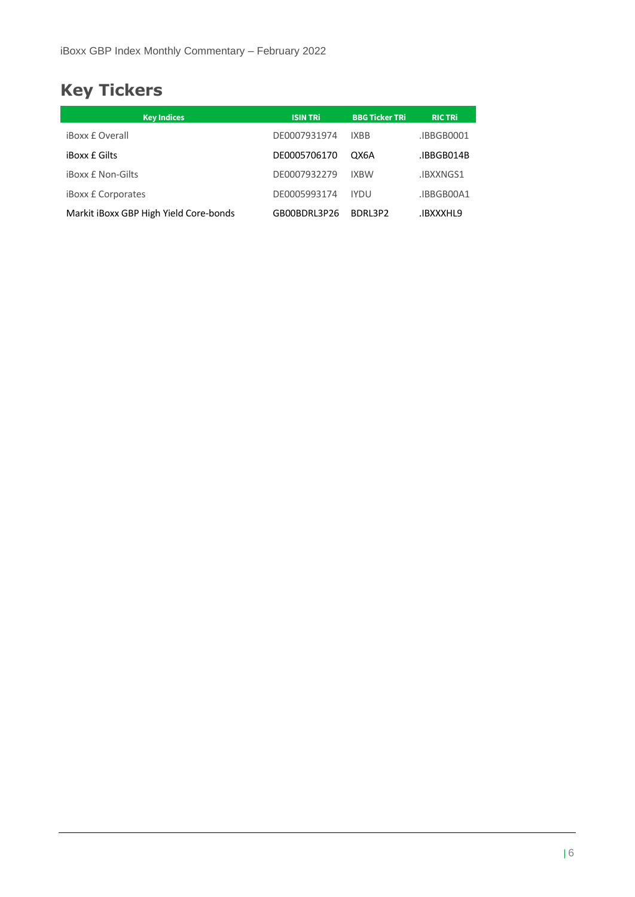# Key Tickers

| Key Indices | ISIN TRi | BBG Ticker TRi | RIC TRi |
|---|---|---|---|
| iBoxx £ Overall | DE0007931974 | IXBB | .IBBGB0001 |
| iBoxx £ Gilts | DE0005706170 | QX6A | .IBBGB014B |
| iBoxx £ Non-Gilts | DE0007932279 | IXBW | .IBXXNGS1 |
| iBoxx £ Corporates | DE0005993174 | IYDU | .IBBGB00A1 |
| Markit iBoxx GBP High Yield Core-bonds | GB00BDRL3P26 | BDRL3P2 | .IBXXXHL9 |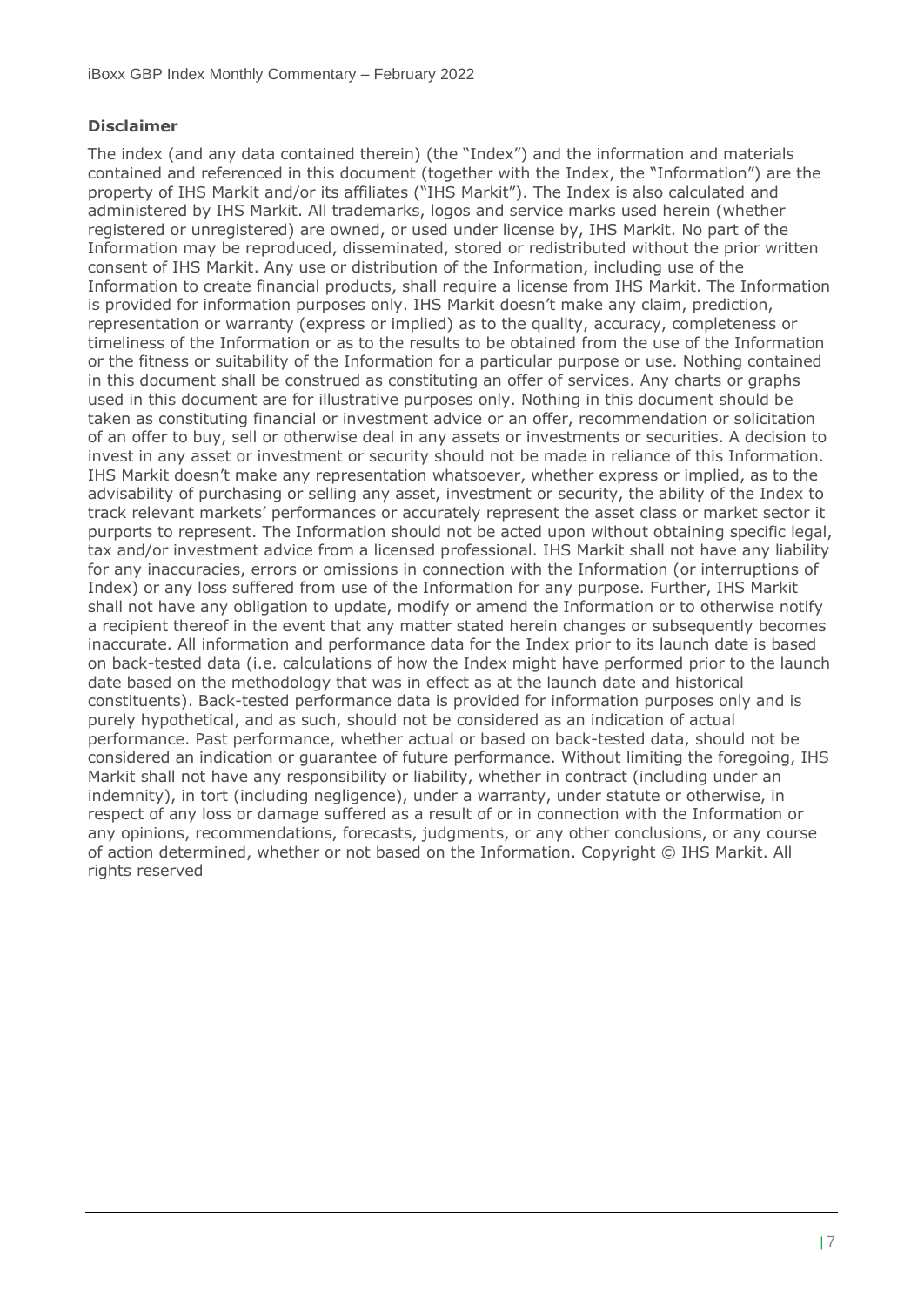**Disclaimer**

The index (and any data contained therein) (the "Index") and the information and materials contained and referenced in this document (together with the Index, the "Information") are the property of IHS Markit and/or its affiliates ("IHS Markit"). The Index is also calculated and administered by IHS Markit. All trademarks, logos and service marks used herein (whether registered or unregistered) are owned, or used under license by, IHS Markit. No part of the Information may be reproduced, disseminated, stored or redistributed without the prior written consent of IHS Markit. Any use or distribution of the Information, including use of the Information to create financial products, shall require a license from IHS Markit. The Information is provided for information purposes only. IHS Markit doesn't make any claim, prediction, representation or warranty (express or implied) as to the quality, accuracy, completeness or timeliness of the Information or as to the results to be obtained from the use of the Information or the fitness or suitability of the Information for a particular purpose or use. Nothing contained in this document shall be construed as constituting an offer of services. Any charts or graphs used in this document are for illustrative purposes only. Nothing in this document should be taken as constituting financial or investment advice or an offer, recommendation or solicitation of an offer to buy, sell or otherwise deal in any assets or investments or securities. A decision to invest in any asset or investment or security should not be made in reliance of this Information. IHS Markit doesn't make any representation whatsoever, whether express or implied, as to the advisability of purchasing or selling any asset, investment or security, the ability of the Index to track relevant markets' performances or accurately represent the asset class or market sector it purports to represent. The Information should not be acted upon without obtaining specific legal, tax and/or investment advice from a licensed professional. IHS Markit shall not have any liability for any inaccuracies, errors or omissions in connection with the Information (or interruptions of Index) or any loss suffered from use of the Information for any purpose. Further, IHS Markit shall not have any obligation to update, modify or amend the Information or to otherwise notify a recipient thereof in the event that any matter stated herein changes or subsequently becomes inaccurate. All information and performance data for the Index prior to its launch date is based on back-tested data (i.e. calculations of how the Index might have performed prior to the launch date based on the methodology that was in effect as at the launch date and historical constituents). Back-tested performance data is provided for information purposes only and is purely hypothetical, and as such, should not be considered as an indication of actual performance. Past performance, whether actual or based on back-tested data, should not be considered an indication or guarantee of future performance. Without limiting the foregoing, IHS Markit shall not have any responsibility or liability, whether in contract (including under an indemnity), in tort (including negligence), under a warranty, under statute or otherwise, in respect of any loss or damage suffered as a result of or in connection with the Information or any opinions, recommendations, forecasts, judgments, or any other conclusions, or any course of action determined, whether or not based on the Information. Copyright © IHS Markit. All rights reserved